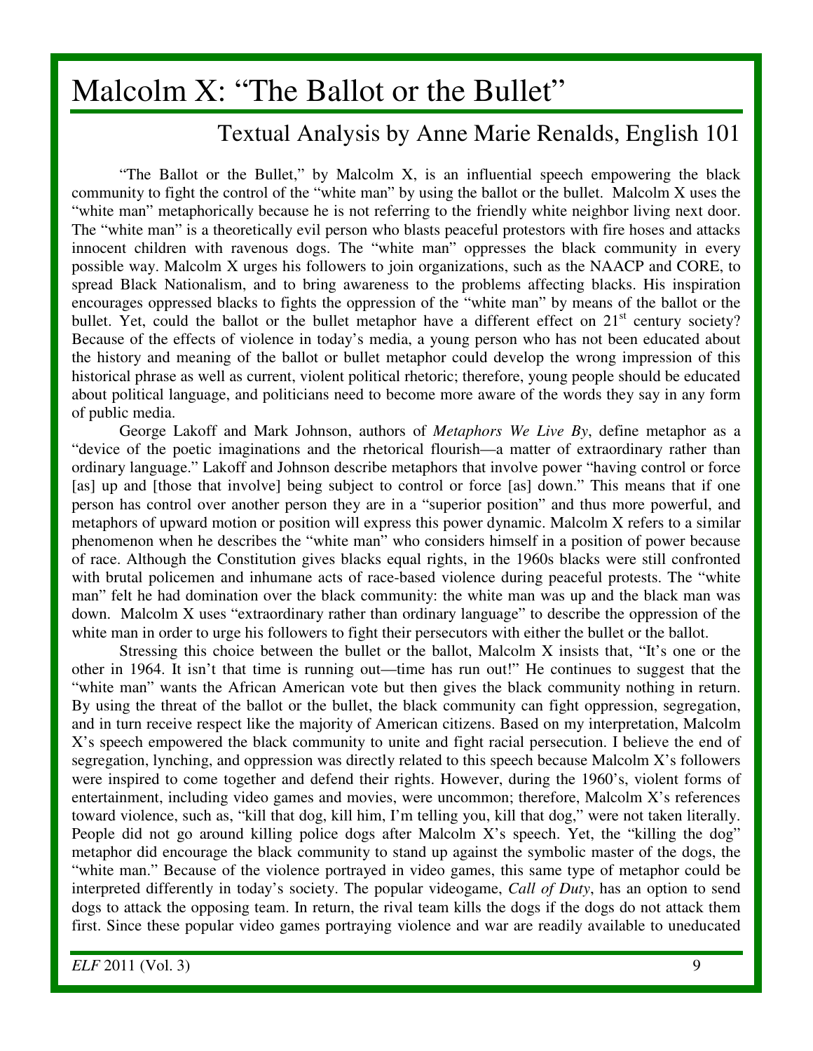# Malcolm X: "The Ballot or the Bullet"

## Textual Analysis by Anne Marie Renalds, English 101

"The Ballot or the Bullet," by Malcolm X, is an influential speech empowering the black community to fight the control of the "white man" by using the ballot or the bullet. Malcolm X uses the "white man" metaphorically because he is not referring to the friendly white neighbor living next door. The "white man" is a theoretically evil person who blasts peaceful protestors with fire hoses and attacks innocent children with ravenous dogs. The "white man" oppresses the black community in every possible way. Malcolm X urges his followers to join organizations, such as the NAACP and CORE, to spread Black Nationalism, and to bring awareness to the problems affecting blacks. His inspiration encourages oppressed blacks to fights the oppression of the "white man" by means of the ballot or the bullet. Yet, could the ballot or the bullet metaphor have a different effect on 21st century society? Because of the effects of violence in today's media, a young person who has not been educated about the history and meaning of the ballot or bullet metaphor could develop the wrong impression of this historical phrase as well as current, violent political rhetoric; therefore, young people should be educated about political language, and politicians need to become more aware of the words they say in any form of public media.

George Lakoff and Mark Johnson, authors of *Metaphors We Live By*, define metaphor as a "device of the poetic imaginations and the rhetorical flourish—a matter of extraordinary rather than ordinary language." Lakoff and Johnson describe metaphors that involve power "having control or force [as] up and [those that involve] being subject to control or force [as] down." This means that if one person has control over another person they are in a "superior position" and thus more powerful, and metaphors of upward motion or position will express this power dynamic. Malcolm X refers to a similar phenomenon when he describes the "white man" who considers himself in a position of power because of race. Although the Constitution gives blacks equal rights, in the 1960s blacks were still confronted with brutal policemen and inhumane acts of race-based violence during peaceful protests. The "white man" felt he had domination over the black community: the white man was up and the black man was down. Malcolm X uses "extraordinary rather than ordinary language" to describe the oppression of the white man in order to urge his followers to fight their persecutors with either the bullet or the ballot.

Stressing this choice between the bullet or the ballot, Malcolm X insists that, "It's one or the other in 1964. It isn't that time is running out—time has run out!" He continues to suggest that the "white man" wants the African American vote but then gives the black community nothing in return. By using the threat of the ballot or the bullet, the black community can fight oppression, segregation, and in turn receive respect like the majority of American citizens. Based on my interpretation, Malcolm X's speech empowered the black community to unite and fight racial persecution. I believe the end of segregation, lynching, and oppression was directly related to this speech because Malcolm X's followers were inspired to come together and defend their rights. However, during the 1960's, violent forms of entertainment, including video games and movies, were uncommon; therefore, Malcolm X's references toward violence, such as, "kill that dog, kill him, I'm telling you, kill that dog," were not taken literally. People did not go around killing police dogs after Malcolm X's speech. Yet, the "killing the dog" metaphor did encourage the black community to stand up against the symbolic master of the dogs, the "white man." Because of the violence portrayed in video games, this same type of metaphor could be interpreted differently in today's society. The popular videogame, *Call of Duty*, has an option to send dogs to attack the opposing team. In return, the rival team kills the dogs if the dogs do not attack them first. Since these popular video games portraying violence and war are readily available to uneducated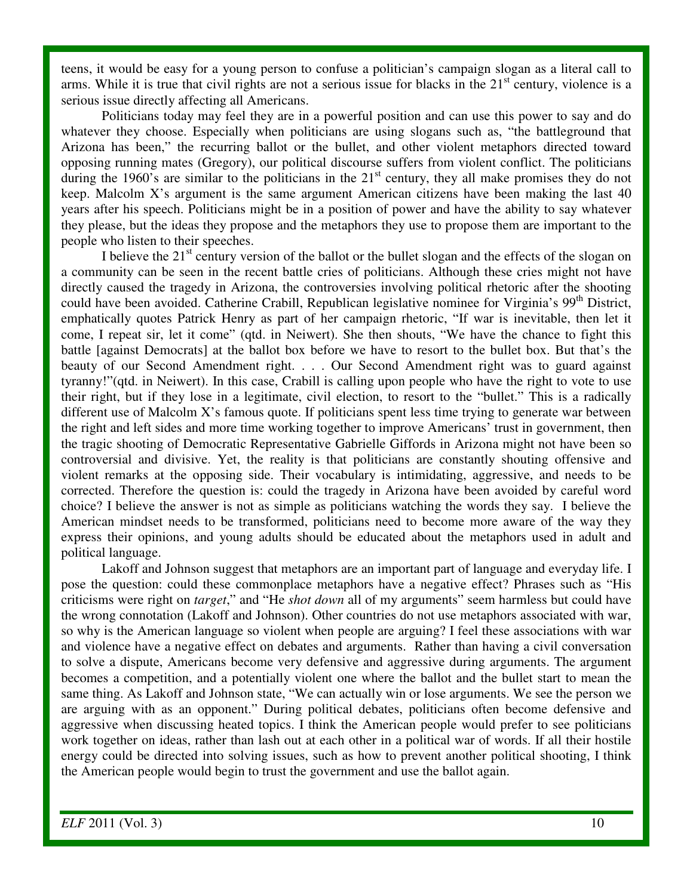teens, it would be easy for a young person to confuse a politician's campaign slogan as a literal call to arms. While it is true that civil rights are not a serious issue for blacks in the 21st century, violence is a serious issue directly affecting all Americans.

Politicians today may feel they are in a powerful position and can use this power to say and do whatever they choose. Especially when politicians are using slogans such as, "the battleground that Arizona has been," the recurring ballot or the bullet, and other violent metaphors directed toward opposing running mates (Gregory), our political discourse suffers from violent conflict. The politicians during the 1960's are similar to the politicians in the 21st century, they all make promises they do not keep. Malcolm X's argument is the same argument American citizens have been making the last 40 years after his speech. Politicians might be in a position of power and have the ability to say whatever they please, but the ideas they propose and the metaphors they use to propose them are important to the people who listen to their speeches.

I believe the 21st century version of the ballot or the bullet slogan and the effects of the slogan on a community can be seen in the recent battle cries of politicians. Although these cries might not have directly caused the tragedy in Arizona, the controversies involving political rhetoric after the shooting could have been avoided. Catherine Crabill, Republican legislative nominee for Virginia's 99th District, emphatically quotes Patrick Henry as part of her campaign rhetoric, "If war is inevitable, then let it come, I repeat sir, let it come" (qtd. in Neiwert). She then shouts, "We have the chance to fight this battle [against Democrats] at the ballot box before we have to resort to the bullet box. But that's the beauty of our Second Amendment right. . . . Our Second Amendment right was to guard against tyranny!"(qtd. in Neiwert). In this case, Crabill is calling upon people who have the right to vote to use their right, but if they lose in a legitimate, civil election, to resort to the "bullet." This is a radically different use of Malcolm X's famous quote. If politicians spent less time trying to generate war between the right and left sides and more time working together to improve Americans' trust in government, then the tragic shooting of Democratic Representative Gabrielle Giffords in Arizona might not have been so controversial and divisive. Yet, the reality is that politicians are constantly shouting offensive and violent remarks at the opposing side. Their vocabulary is intimidating, aggressive, and needs to be corrected. Therefore the question is: could the tragedy in Arizona have been avoided by careful word choice? I believe the answer is not as simple as politicians watching the words they say. I believe the American mindset needs to be transformed, politicians need to become more aware of the way they express their opinions, and young adults should be educated about the metaphors used in adult and political language.

Lakoff and Johnson suggest that metaphors are an important part of language and everyday life. I pose the question: could these commonplace metaphors have a negative effect? Phrases such as "His criticisms were right on *target*," and "He *shot down* all of my arguments" seem harmless but could have the wrong connotation (Lakoff and Johnson). Other countries do not use metaphors associated with war, so why is the American language so violent when people are arguing? I feel these associations with war and violence have a negative effect on debates and arguments. Rather than having a civil conversation to solve a dispute, Americans become very defensive and aggressive during arguments. The argument becomes a competition, and a potentially violent one where the ballot and the bullet start to mean the same thing. As Lakoff and Johnson state, "We can actually win or lose arguments. We see the person we are arguing with as an opponent." During political debates, politicians often become defensive and aggressive when discussing heated topics. I think the American people would prefer to see politicians work together on ideas, rather than lash out at each other in a political war of words. If all their hostile energy could be directed into solving issues, such as how to prevent another political shooting, I think the American people would begin to trust the government and use the ballot again.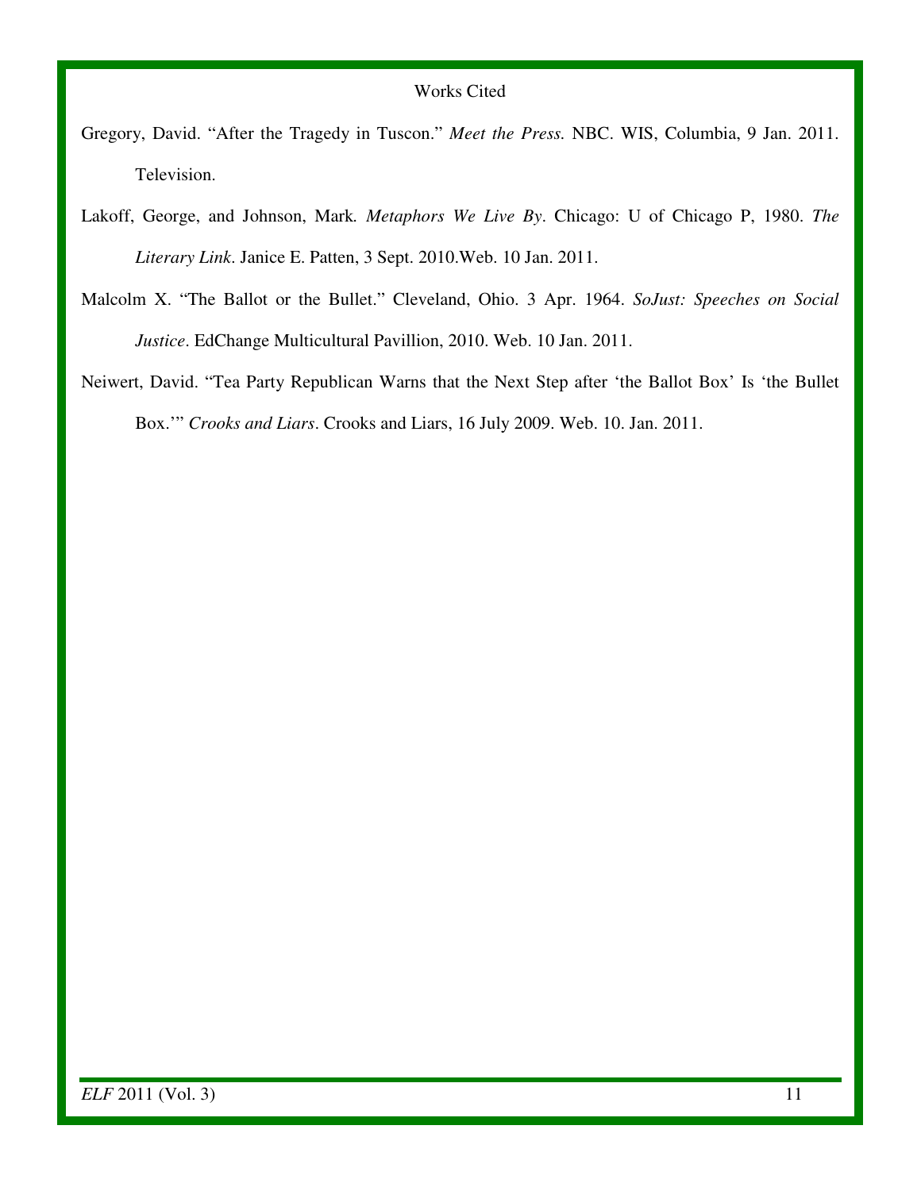## Works Cited

Gregory, David. "After the Tragedy in Tuscon." *Meet the Press.* NBC. WIS, Columbia, 9 Jan. 2011. Television.

Lakoff, George, and Johnson, Mark. *Metaphors We Live By*. Chicago: U of Chicago P, 1980. *The Literary Link*. Janice E. Patten, 3 Sept. 2010.Web. 10 Jan. 2011.

Malcolm X. "The Ballot or the Bullet." Cleveland, Ohio. 3 Apr. 1964. *SoJust: Speeches on Social Justice*. EdChange Multicultural Pavillion, 2010. Web. 10 Jan. 2011.

Neiwert, David. "Tea Party Republican Warns that the Next Step after 'the Ballot Box' Is 'the Bullet Box.'" *Crooks and Liars*. Crooks and Liars, 16 July 2009. Web. 10. Jan. 2011.